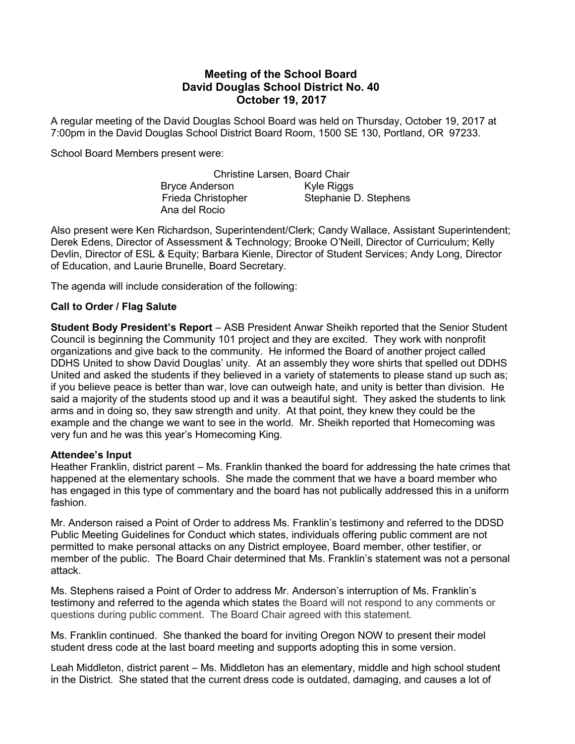# Meeting of the School Board
# David Douglas School District No. 40
# October 19, 2017

A regular meeting of the David Douglas School Board was held on Thursday, October 19, 2017 at 7:00pm in the David Douglas School District Board Room, 1500 SE 130, Portland, OR 97233.

School Board Members present were:

Christine Larsen, Board Chair
Bryce Anderson
Kyle Riggs
Frieda Christopher
Stephanie D. Stephens
Ana del Rocio

Also present were Ken Richardson, Superintendent/Clerk; Candy Wallace, Assistant Superintendent; Derek Edens, Director of Assessment & Technology; Brooke O'Neill, Director of Curriculum; Kelly Devlin, Director of ESL & Equity; Barbara Kienle, Director of Student Services; Andy Long, Director of Education, and Laurie Brunelle, Board Secretary.

The agenda will include consideration of the following:

**Call to Order / Flag Salute**

**Student Body President's Report** – ASB President Anwar Sheikh reported that the Senior Student Council is beginning the Community 101 project and they are excited. They work with nonprofit organizations and give back to the community. He informed the Board of another project called DDHS United to show David Douglas' unity. At an assembly they wore shirts that spelled out DDHS United and asked the students if they believed in a variety of statements to please stand up such as; if you believe peace is better than war, love can outweigh hate, and unity is better than division. He said a majority of the students stood up and it was a beautiful sight. They asked the students to link arms and in doing so, they saw strength and unity. At that point, they knew they could be the example and the change we want to see in the world. Mr. Sheikh reported that Homecoming was very fun and he was this year's Homecoming King.

**Attendee's Input**

Heather Franklin, district parent – Ms. Franklin thanked the board for addressing the hate crimes that happened at the elementary schools. She made the comment that we have a board member who has engaged in this type of commentary and the board has not publically addressed this in a uniform fashion.

Mr. Anderson raised a Point of Order to address Ms. Franklin's testimony and referred to the DDSD Public Meeting Guidelines for Conduct which states, individuals offering public comment are not permitted to make personal attacks on any District employee, Board member, other testifier, or member of the public. The Board Chair determined that Ms. Franklin's statement was not a personal attack.

Ms. Stephens raised a Point of Order to address Mr. Anderson's interruption of Ms. Franklin's testimony and referred to the agenda which states the Board will not respond to any comments or questions during public comment. The Board Chair agreed with this statement.

Ms. Franklin continued. She thanked the board for inviting Oregon NOW to present their model student dress code at the last board meeting and supports adopting this in some version.

Leah Middleton, district parent – Ms. Middleton has an elementary, middle and high school student in the District. She stated that the current dress code is outdated, damaging, and causes a lot of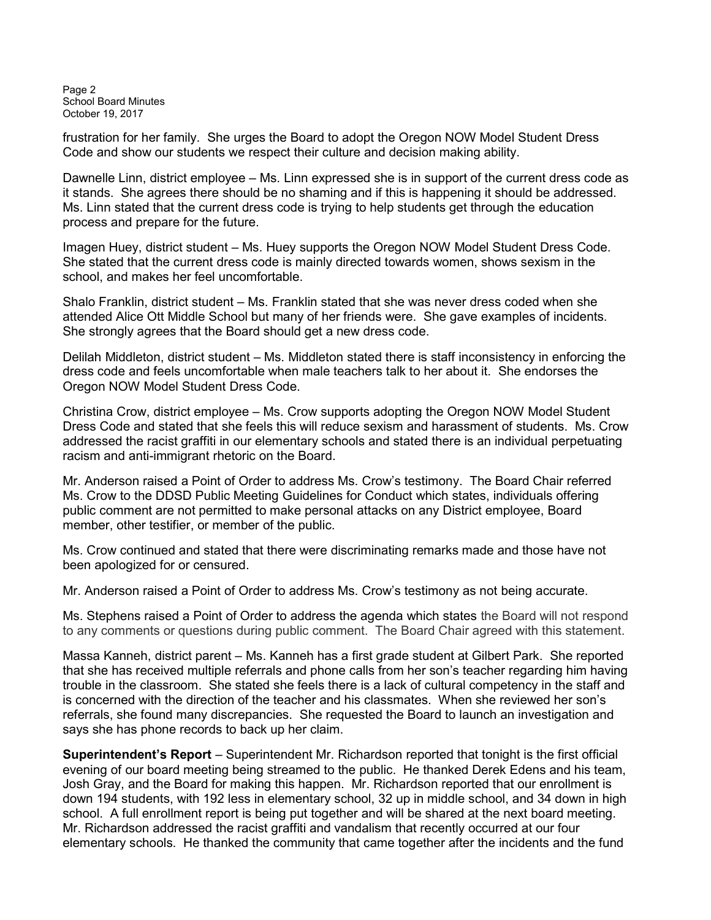frustration for her family. She urges the Board to adopt the Oregon NOW Model Student Dress Code and show our students we respect their culture and decision making ability.

Dawnelle Linn, district employee – Ms. Linn expressed she is in support of the current dress code as it stands. She agrees there should be no shaming and if this is happening it should be addressed. Ms. Linn stated that the current dress code is trying to help students get through the education process and prepare for the future.

Imagen Huey, district student – Ms. Huey supports the Oregon NOW Model Student Dress Code. She stated that the current dress code is mainly directed towards women, shows sexism in the school, and makes her feel uncomfortable.

Shalo Franklin, district student – Ms. Franklin stated that she was never dress coded when she attended Alice Ott Middle School but many of her friends were. She gave examples of incidents. She strongly agrees that the Board should get a new dress code.

Delilah Middleton, district student – Ms. Middleton stated there is staff inconsistency in enforcing the dress code and feels uncomfortable when male teachers talk to her about it. She endorses the Oregon NOW Model Student Dress Code.

Christina Crow, district employee – Ms. Crow supports adopting the Oregon NOW Model Student Dress Code and stated that she feels this will reduce sexism and harassment of students. Ms. Crow addressed the racist graffiti in our elementary schools and stated there is an individual perpetuating racism and anti-immigrant rhetoric on the Board.

Mr. Anderson raised a Point of Order to address Ms. Crow's testimony. The Board Chair referred Ms. Crow to the DDSD Public Meeting Guidelines for Conduct which states, individuals offering public comment are not permitted to make personal attacks on any District employee, Board member, other testifier, or member of the public.

Ms. Crow continued and stated that there were discriminating remarks made and those have not been apologized for or censured.

Mr. Anderson raised a Point of Order to address Ms. Crow's testimony as not being accurate.

Ms. Stephens raised a Point of Order to address the agenda which states the Board will not respond to any comments or questions during public comment. The Board Chair agreed with this statement.

Massa Kanneh, district parent – Ms. Kanneh has a first grade student at Gilbert Park. She reported that she has received multiple referrals and phone calls from her son's teacher regarding him having trouble in the classroom. She stated she feels there is a lack of cultural competency in the staff and is concerned with the direction of the teacher and his classmates. When she reviewed her son's referrals, she found many discrepancies. She requested the Board to launch an investigation and says she has phone records to back up her claim.

**Superintendent's Report** – Superintendent Mr. Richardson reported that tonight is the first official evening of our board meeting being streamed to the public. He thanked Derek Edens and his team, Josh Gray, and the Board for making this happen. Mr. Richardson reported that our enrollment is down 194 students, with 192 less in elementary school, 32 up in middle school, and 34 down in high school. A full enrollment report is being put together and will be shared at the next board meeting. Mr. Richardson addressed the racist graffiti and vandalism that recently occurred at our four elementary schools. He thanked the community that came together after the incidents and the fund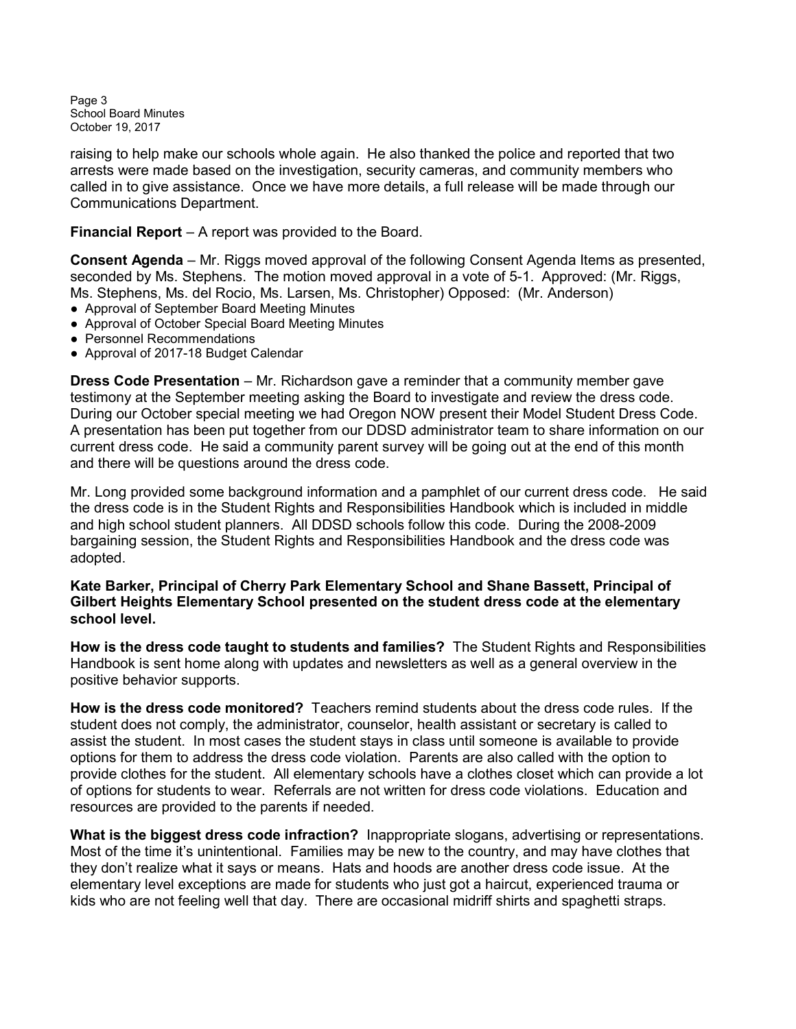raising to help make our schools whole again. He also thanked the police and reported that two arrests were made based on the investigation, security cameras, and community members who called in to give assistance. Once we have more details, a full release will be made through our Communications Department.

**Financial Report** – A report was provided to the Board.

**Consent Agenda** – Mr. Riggs moved approval of the following Consent Agenda Items as presented, seconded by Ms. Stephens. The motion moved approval in a vote of 5-1. Approved: (Mr. Riggs, Ms. Stephens, Ms. del Rocio, Ms. Larsen, Ms. Christopher) Opposed: (Mr. Anderson)

- Approval of September Board Meeting Minutes
- Approval of October Special Board Meeting Minutes
- Personnel Recommendations
- Approval of 2017-18 Budget Calendar

**Dress Code Presentation** – Mr. Richardson gave a reminder that a community member gave testimony at the September meeting asking the Board to investigate and review the dress code. During our October special meeting we had Oregon NOW present their Model Student Dress Code. A presentation has been put together from our DDSD administrator team to share information on our current dress code. He said a community parent survey will be going out at the end of this month and there will be questions around the dress code.

Mr. Long provided some background information and a pamphlet of our current dress code. He said the dress code is in the Student Rights and Responsibilities Handbook which is included in middle and high school student planners. All DDSD schools follow this code. During the 2008-2009 bargaining session, the Student Rights and Responsibilities Handbook and the dress code was adopted.

**Kate Barker, Principal of Cherry Park Elementary School and Shane Bassett, Principal of Gilbert Heights Elementary School presented on the student dress code at the elementary school level.**

**How is the dress code taught to students and families?** The Student Rights and Responsibilities Handbook is sent home along with updates and newsletters as well as a general overview in the positive behavior supports.

**How is the dress code monitored?** Teachers remind students about the dress code rules. If the student does not comply, the administrator, counselor, health assistant or secretary is called to assist the student. In most cases the student stays in class until someone is available to provide options for them to address the dress code violation. Parents are also called with the option to provide clothes for the student. All elementary schools have a clothes closet which can provide a lot of options for students to wear. Referrals are not written for dress code violations. Education and resources are provided to the parents if needed.

**What is the biggest dress code infraction?** Inappropriate slogans, advertising or representations. Most of the time it's unintentional. Families may be new to the country, and may have clothes that they don't realize what it says or means. Hats and hoods are another dress code issue. At the elementary level exceptions are made for students who just got a haircut, experienced trauma or kids who are not feeling well that day. There are occasional midriff shirts and spaghetti straps.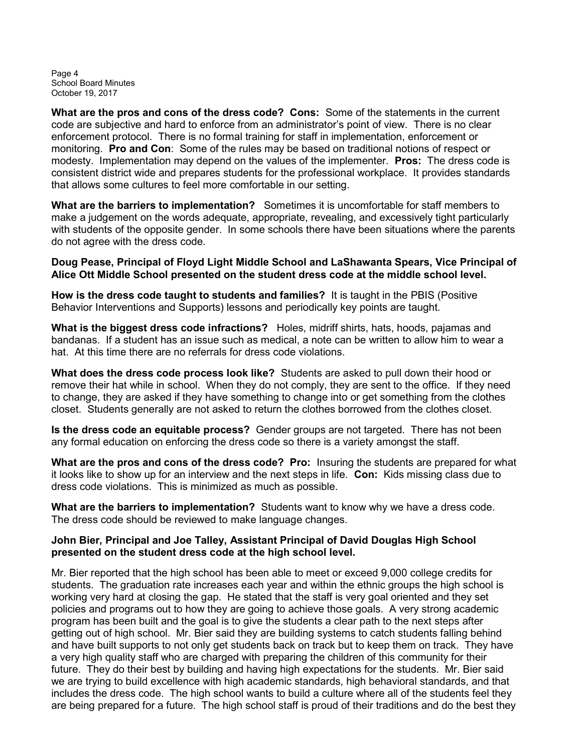**What are the pros and cons of the dress code? Cons:** Some of the statements in the current code are subjective and hard to enforce from an administrator's point of view. There is no clear enforcement protocol. There is no formal training for staff in implementation, enforcement or monitoring. **Pro and Con**: Some of the rules may be based on traditional notions of respect or modesty. Implementation may depend on the values of the implementer. **Pros:** The dress code is consistent district wide and prepares students for the professional workplace. It provides standards that allows some cultures to feel more comfortable in our setting.

**What are the barriers to implementation?** Sometimes it is uncomfortable for staff members to make a judgement on the words adequate, appropriate, revealing, and excessively tight particularly with students of the opposite gender. In some schools there have been situations where the parents do not agree with the dress code.

**Doug Pease, Principal of Floyd Light Middle School and LaShawanta Spears, Vice Principal of Alice Ott Middle School presented on the student dress code at the middle school level.**

**How is the dress code taught to students and families?** It is taught in the PBIS (Positive Behavior Interventions and Supports) lessons and periodically key points are taught.

**What is the biggest dress code infractions?** Holes, midriff shirts, hats, hoods, pajamas and bandanas. If a student has an issue such as medical, a note can be written to allow him to wear a hat. At this time there are no referrals for dress code violations.

**What does the dress code process look like?** Students are asked to pull down their hood or remove their hat while in school. When they do not comply, they are sent to the office. If they need to change, they are asked if they have something to change into or get something from the clothes closet. Students generally are not asked to return the clothes borrowed from the clothes closet.

**Is the dress code an equitable process?** Gender groups are not targeted. There has not been any formal education on enforcing the dress code so there is a variety amongst the staff.

**What are the pros and cons of the dress code? Pro:** Insuring the students are prepared for what it looks like to show up for an interview and the next steps in life. **Con:** Kids missing class due to dress code violations. This is minimized as much as possible.

**What are the barriers to implementation?** Students want to know why we have a dress code. The dress code should be reviewed to make language changes.

**John Bier, Principal and Joe Talley, Assistant Principal of David Douglas High School presented on the student dress code at the high school level.**

Mr. Bier reported that the high school has been able to meet or exceed 9,000 college credits for students. The graduation rate increases each year and within the ethnic groups the high school is working very hard at closing the gap. He stated that the staff is very goal oriented and they set policies and programs out to how they are going to achieve those goals. A very strong academic program has been built and the goal is to give the students a clear path to the next steps after getting out of high school. Mr. Bier said they are building systems to catch students falling behind and have built supports to not only get students back on track but to keep them on track. They have a very high quality staff who are charged with preparing the children of this community for their future. They do their best by building and having high expectations for the students. Mr. Bier said we are trying to build excellence with high academic standards, high behavioral standards, and that includes the dress code. The high school wants to build a culture where all of the students feel they are being prepared for a future. The high school staff is proud of their traditions and do the best they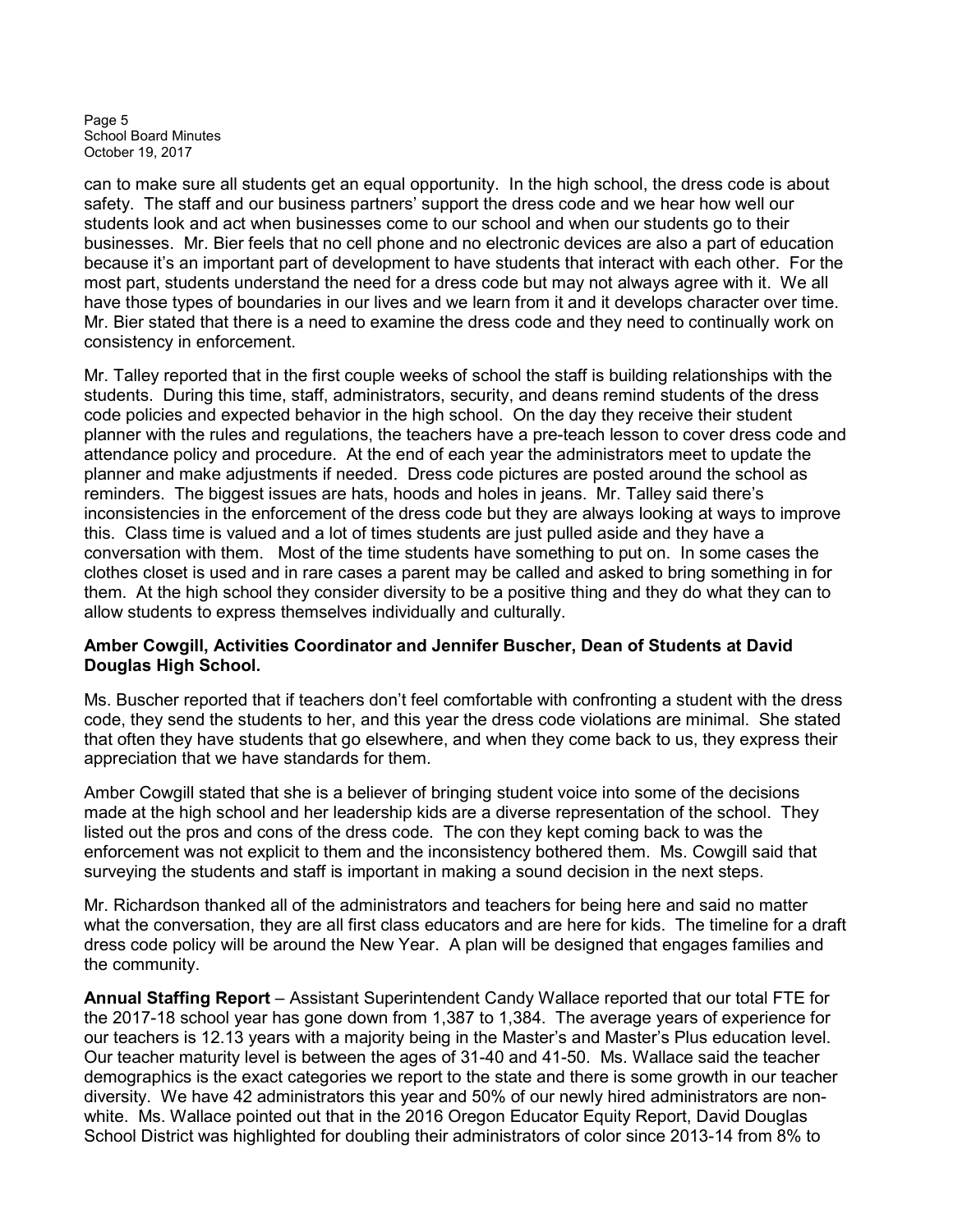can to make sure all students get an equal opportunity. In the high school, the dress code is about safety. The staff and our business partners' support the dress code and we hear how well our students look and act when businesses come to our school and when our students go to their businesses. Mr. Bier feels that no cell phone and no electronic devices are also a part of education because it's an important part of development to have students that interact with each other. For the most part, students understand the need for a dress code but may not always agree with it. We all have those types of boundaries in our lives and we learn from it and it develops character over time. Mr. Bier stated that there is a need to examine the dress code and they need to continually work on consistency in enforcement.

Mr. Talley reported that in the first couple weeks of school the staff is building relationships with the students. During this time, staff, administrators, security, and deans remind students of the dress code policies and expected behavior in the high school. On the day they receive their student planner with the rules and regulations, the teachers have a pre-teach lesson to cover dress code and attendance policy and procedure. At the end of each year the administrators meet to update the planner and make adjustments if needed. Dress code pictures are posted around the school as reminders. The biggest issues are hats, hoods and holes in jeans. Mr. Talley said there's inconsistencies in the enforcement of the dress code but they are always looking at ways to improve this. Class time is valued and a lot of times students are just pulled aside and they have a conversation with them. Most of the time students have something to put on. In some cases the clothes closet is used and in rare cases a parent may be called and asked to bring something in for them. At the high school they consider diversity to be a positive thing and they do what they can to allow students to express themselves individually and culturally.

**Amber Cowgill, Activities Coordinator and Jennifer Buscher, Dean of Students at David Douglas High School.**

Ms. Buscher reported that if teachers don't feel comfortable with confronting a student with the dress code, they send the students to her, and this year the dress code violations are minimal. She stated that often they have students that go elsewhere, and when they come back to us, they express their appreciation that we have standards for them.

Amber Cowgill stated that she is a believer of bringing student voice into some of the decisions made at the high school and her leadership kids are a diverse representation of the school. They listed out the pros and cons of the dress code. The con they kept coming back to was the enforcement was not explicit to them and the inconsistency bothered them. Ms. Cowgill said that surveying the students and staff is important in making a sound decision in the next steps.

Mr. Richardson thanked all of the administrators and teachers for being here and said no matter what the conversation, they are all first class educators and are here for kids. The timeline for a draft dress code policy will be around the New Year. A plan will be designed that engages families and the community.

**Annual Staffing Report** – Assistant Superintendent Candy Wallace reported that our total FTE for the 2017-18 school year has gone down from 1,387 to 1,384. The average years of experience for our teachers is 12.13 years with a majority being in the Master's and Master's Plus education level. Our teacher maturity level is between the ages of 31-40 and 41-50. Ms. Wallace said the teacher demographics is the exact categories we report to the state and there is some growth in our teacher diversity. We have 42 administrators this year and 50% of our newly hired administrators are non-white. Ms. Wallace pointed out that in the 2016 Oregon Educator Equity Report, David Douglas School District was highlighted for doubling their administrators of color since 2013-14 from 8% to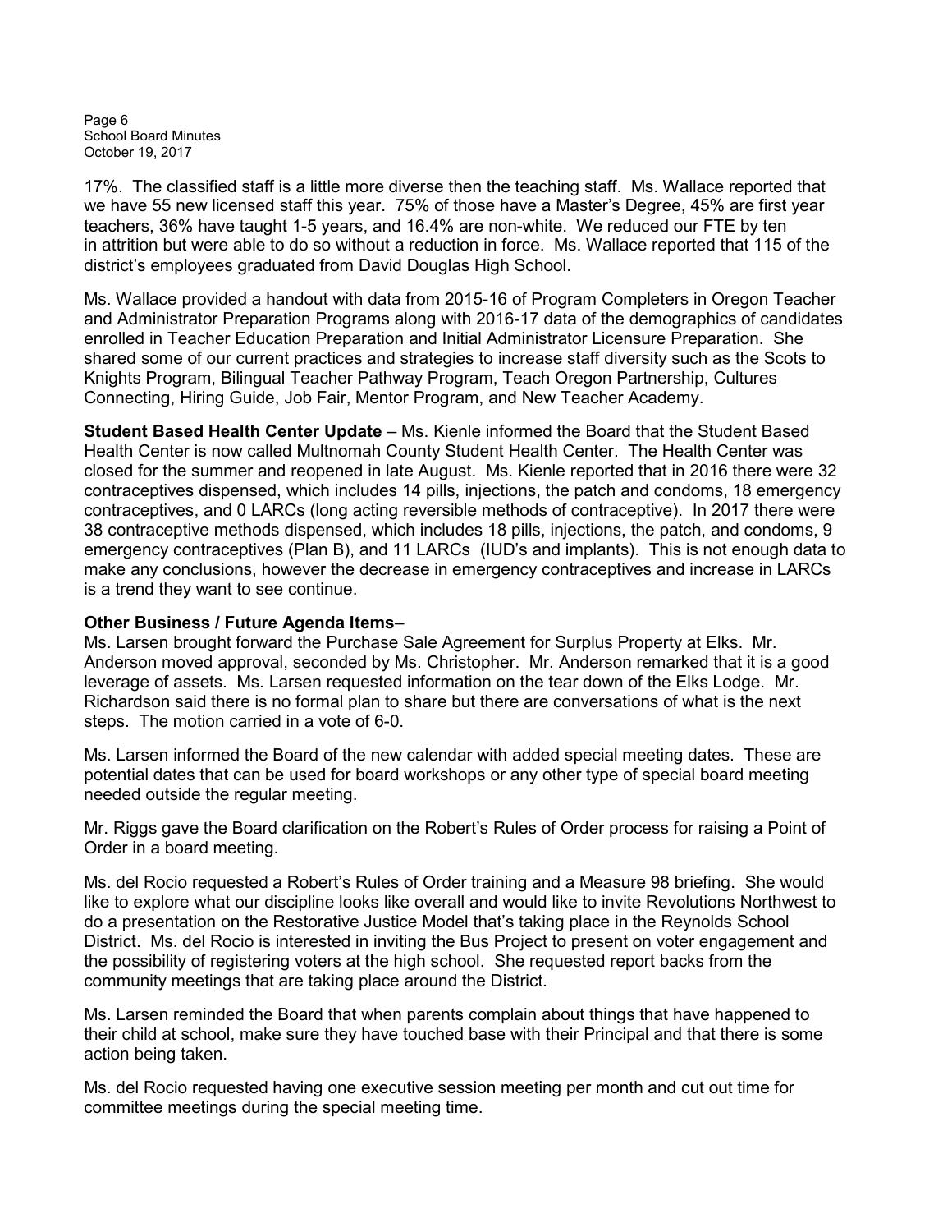17%. The classified staff is a little more diverse then the teaching staff. Ms. Wallace reported that we have 55 new licensed staff this year. 75% of those have a Master's Degree, 45% are first year teachers, 36% have taught 1-5 years, and 16.4% are non-white. We reduced our FTE by ten in attrition but were able to do so without a reduction in force. Ms. Wallace reported that 115 of the district's employees graduated from David Douglas High School.

Ms. Wallace provided a handout with data from 2015-16 of Program Completers in Oregon Teacher and Administrator Preparation Programs along with 2016-17 data of the demographics of candidates enrolled in Teacher Education Preparation and Initial Administrator Licensure Preparation. She shared some of our current practices and strategies to increase staff diversity such as the Scots to Knights Program, Bilingual Teacher Pathway Program, Teach Oregon Partnership, Cultures Connecting, Hiring Guide, Job Fair, Mentor Program, and New Teacher Academy.

**Student Based Health Center Update** – Ms. Kienle informed the Board that the Student Based Health Center is now called Multnomah County Student Health Center. The Health Center was closed for the summer and reopened in late August. Ms. Kienle reported that in 2016 there were 32 contraceptives dispensed, which includes 14 pills, injections, the patch and condoms, 18 emergency contraceptives, and 0 LARCs (long acting reversible methods of contraceptive). In 2017 there were 38 contraceptive methods dispensed, which includes 18 pills, injections, the patch, and condoms, 9 emergency contraceptives (Plan B), and 11 LARCs (IUD's and implants). This is not enough data to make any conclusions, however the decrease in emergency contraceptives and increase in LARCs is a trend they want to see continue.

**Other Business / Future Agenda Items**–

Ms. Larsen brought forward the Purchase Sale Agreement for Surplus Property at Elks. Mr. Anderson moved approval, seconded by Ms. Christopher. Mr. Anderson remarked that it is a good leverage of assets. Ms. Larsen requested information on the tear down of the Elks Lodge. Mr. Richardson said there is no formal plan to share but there are conversations of what is the next steps. The motion carried in a vote of 6-0.

Ms. Larsen informed the Board of the new calendar with added special meeting dates. These are potential dates that can be used for board workshops or any other type of special board meeting needed outside the regular meeting.

Mr. Riggs gave the Board clarification on the Robert's Rules of Order process for raising a Point of Order in a board meeting.

Ms. del Rocio requested a Robert's Rules of Order training and a Measure 98 briefing. She would like to explore what our discipline looks like overall and would like to invite Revolutions Northwest to do a presentation on the Restorative Justice Model that's taking place in the Reynolds School District. Ms. del Rocio is interested in inviting the Bus Project to present on voter engagement and the possibility of registering voters at the high school. She requested report backs from the community meetings that are taking place around the District.

Ms. Larsen reminded the Board that when parents complain about things that have happened to their child at school, make sure they have touched base with their Principal and that there is some action being taken.

Ms. del Rocio requested having one executive session meeting per month and cut out time for committee meetings during the special meeting time.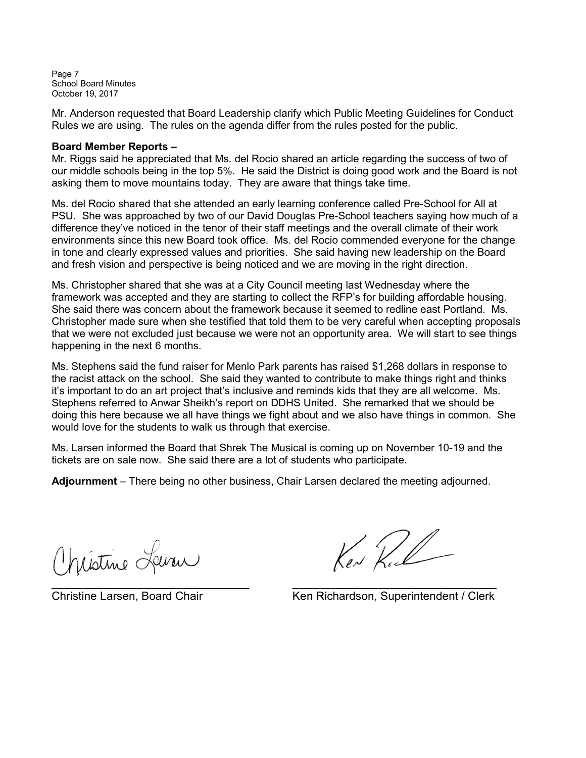Mr. Anderson requested that Board Leadership clarify which Public Meeting Guidelines for Conduct Rules we are using. The rules on the agenda differ from the rules posted for the public.

**Board Member Reports –**

Mr. Riggs said he appreciated that Ms. del Rocio shared an article regarding the success of two of our middle schools being in the top 5%. He said the District is doing good work and the Board is not asking them to move mountains today. They are aware that things take time.

Ms. del Rocio shared that she attended an early learning conference called Pre-School for All at PSU. She was approached by two of our David Douglas Pre-School teachers saying how much of a difference they've noticed in the tenor of their staff meetings and the overall climate of their work environments since this new Board took office. Ms. del Rocio commended everyone for the change in tone and clearly expressed values and priorities. She said having new leadership on the Board and fresh vision and perspective is being noticed and we are moving in the right direction.

Ms. Christopher shared that she was at a City Council meeting last Wednesday where the framework was accepted and they are starting to collect the RFP's for building affordable housing. She said there was concern about the framework because it seemed to redline east Portland. Ms. Christopher made sure when she testified that told them to be very careful when accepting proposals that we were not excluded just because we were not an opportunity area. We will start to see things happening in the next 6 months.

Ms. Stephens said the fund raiser for Menlo Park parents has raised $1,268 dollars in response to the racist attack on the school. She said they wanted to contribute to make things right and thinks it's important to do an art project that's inclusive and reminds kids that they are all welcome. Ms. Stephens referred to Anwar Sheikh's report on DDHS United. She remarked that we should be doing this here because we all have things we fight about and we also have things in common. She would love for the students to walk us through that exercise.

Ms. Larsen informed the Board that Shrek The Musical is coming up on November 10-19 and the tickets are on sale now. She said there are a lot of students who participate.

**Adjournment** – There being no other business, Chair Larsen declared the meeting adjourned.

Christine Larsen, Board Chair

Ken Richardson, Superintendent / Clerk